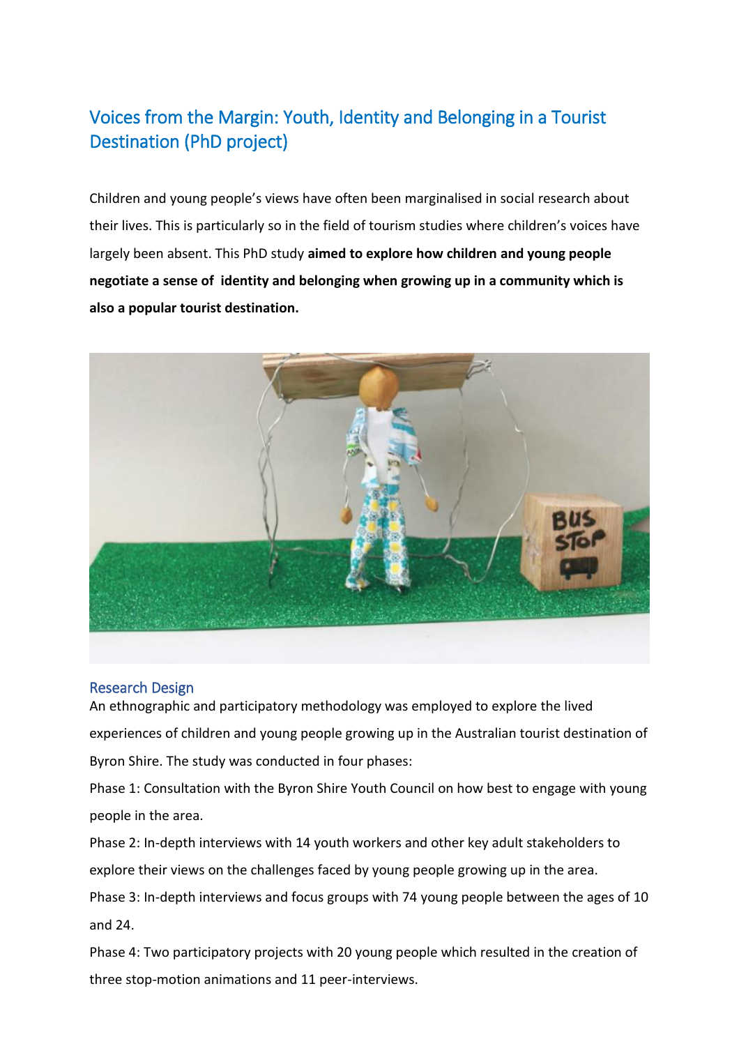# Voices from the Margin: Youth, Identity and Belonging in a Tourist Destination (PhD project)

Children and young people's views have often been marginalised in social research about their lives. This is particularly so in the field of tourism studies where children's voices have largely been absent. This PhD study **aimed to explore how children and young people negotiate a sense of identity and belonging when growing up in a community which is also a popular tourist destination.**

## Research Design

An ethnographic and participatory methodology was employed to explore the lived experiences of children and young people growing up in the Australian tourist destination of Byron Shire. The study was conducted in four phases:

Phase 1: Consultation with the Byron Shire Youth Council on how best to engage with young people in the area.

Phase 2: In-depth interviews with 14 youth workers and other key adult stakeholders to explore their views on the challenges faced by young people growing up in the area.

Phase 3: In-depth interviews and focus groups with 74 young people between the ages of 10 and 24.

Phase 4: Two participatory projects with 20 young people which resulted in the creation of three stop-motion animations and 11 peer-interviews.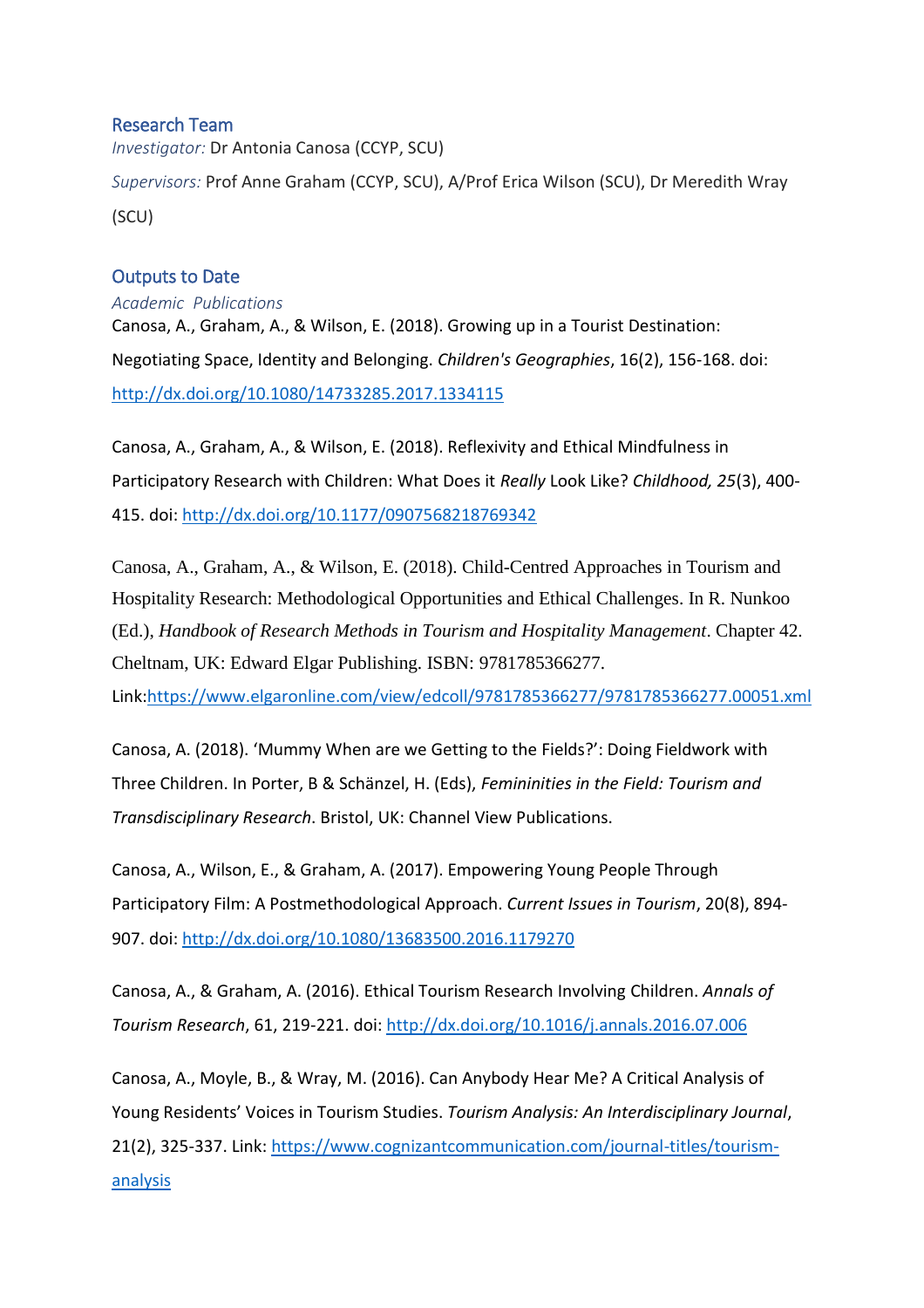## Research Team

*Investigator:* Dr Antonia Canosa (CCYP, SCU)

*Supervisors:* Prof Anne Graham (CCYP, SCU), A/Prof Erica Wilson (SCU), Dr Meredith Wray (SCU)

## Outputs to Date

### *Academic Publications*

Canosa, A., Graham, A., & Wilson, E. (2018). Growing up in a Tourist Destination: Negotiating Space, Identity and Belonging. *Children's Geographies*, 16(2), 156-168. doi: http://dx.doi.org/10.1080/14733285.2017.1334115

Canosa, A., Graham, A., & Wilson, E. (2018). Reflexivity and Ethical Mindfulness in Participatory Research with Children: What Does it *Really* Look Like? *Childhood, 25*(3), 400-415. doi: http://dx.doi.org/10.1177/0907568218769342

Canosa, A., Graham, A., & Wilson, E. (2018). Child-Centred Approaches in Tourism and Hospitality Research: Methodological Opportunities and Ethical Challenges. In R. Nunkoo (Ed.), *Handbook of Research Methods in Tourism and Hospitality Management*. Chapter 42. Cheltnam, UK: Edward Elgar Publishing. ISBN: 9781785366277. Link:https://www.elgaronline.com/view/edcoll/9781785366277/9781785366277.00051.xml

Canosa, A. (2018). 'Mummy When are we Getting to the Fields?': Doing Fieldwork with Three Children. In Porter, B & Schänzel, H. (Eds), *Femininities in the Field: Tourism and Transdisciplinary Research*. Bristol, UK: Channel View Publications.

Canosa, A., Wilson, E., & Graham, A. (2017). Empowering Young People Through Participatory Film: A Postmethodological Approach. *Current Issues in Tourism*, 20(8), 894-907. doi: http://dx.doi.org/10.1080/13683500.2016.1179270

Canosa, A., & Graham, A. (2016). Ethical Tourism Research Involving Children. *Annals of Tourism Research*, 61, 219-221. doi: http://dx.doi.org/10.1016/j.annals.2016.07.006

Canosa, A., Moyle, B., & Wray, M. (2016). Can Anybody Hear Me? A Critical Analysis of Young Residents' Voices in Tourism Studies. *Tourism Analysis: An Interdisciplinary Journal*, 21(2), 325-337. Link: https://www.cognizantcommunication.com/journal-titles/tourism-analysis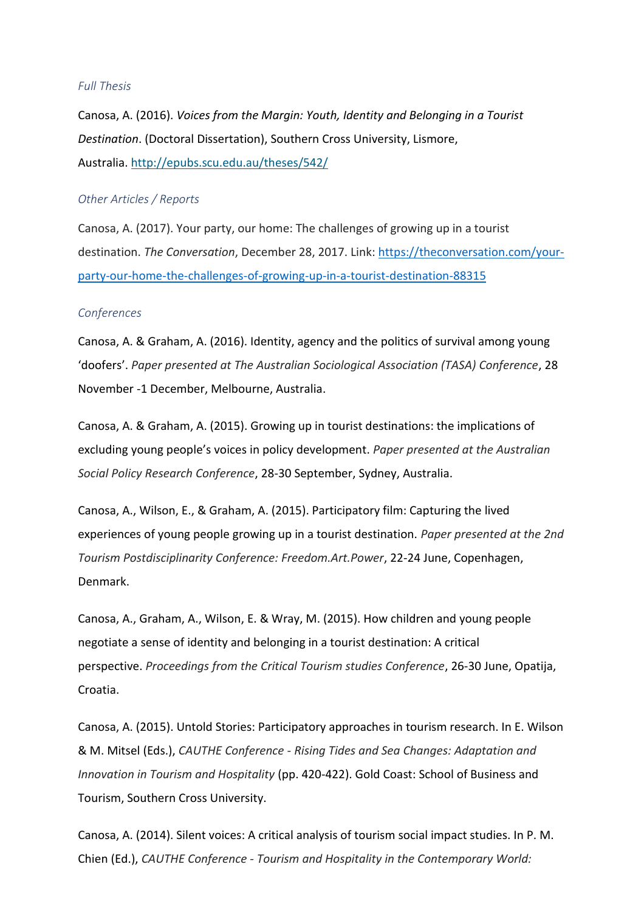*Full Thesis*

Canosa, A. (2016). *Voices from the Margin: Youth, Identity and Belonging in a Tourist Destination*. (Doctoral Dissertation), Southern Cross University, Lismore, Australia. [http://epubs.scu.edu.au/theses/542/](http://epubs.scu.edu.au/theses/542/)

*Other Articles / Reports*

Canosa, A. (2017). Your party, our home: The challenges of growing up in a tourist destination. *The Conversation*, December 28, 2017. Link: [https://theconversation.com/your-party-our-home-the-challenges-of-growing-up-in-a-tourist-destination-88315](https://theconversation.com/your-party-our-home-the-challenges-of-growing-up-in-a-tourist-destination-88315)

*Conferences*

Canosa, A. & Graham, A. (2016). Identity, agency and the politics of survival among young 'doofers'. *Paper presented at The Australian Sociological Association (TASA) Conference*, 28 November -1 December, Melbourne, Australia.

Canosa, A. & Graham, A. (2015). Growing up in tourist destinations: the implications of excluding young people's voices in policy development. *Paper presented at the Australian Social Policy Research Conference*, 28-30 September, Sydney, Australia.

Canosa, A., Wilson, E., & Graham, A. (2015). Participatory film: Capturing the lived experiences of young people growing up in a tourist destination. *Paper presented at the 2nd Tourism Postdisciplinarity Conference: Freedom.Art.Power*, 22-24 June, Copenhagen, Denmark.

Canosa, A., Graham, A., Wilson, E. & Wray, M. (2015). How children and young people negotiate a sense of identity and belonging in a tourist destination: A critical perspective. *Proceedings from the Critical Tourism studies Conference*, 26-30 June, Opatija, Croatia.

Canosa, A. (2015). Untold Stories: Participatory approaches in tourism research. In E. Wilson & M. Mitsel (Eds.), *CAUTHE Conference - Rising Tides and Sea Changes: Adaptation and Innovation in Tourism and Hospitality* (pp. 420-422). Gold Coast: School of Business and Tourism, Southern Cross University.

Canosa, A. (2014). Silent voices: A critical analysis of tourism social impact studies. In P. M. Chien (Ed.), *CAUTHE Conference - Tourism and Hospitality in the Contemporary World:*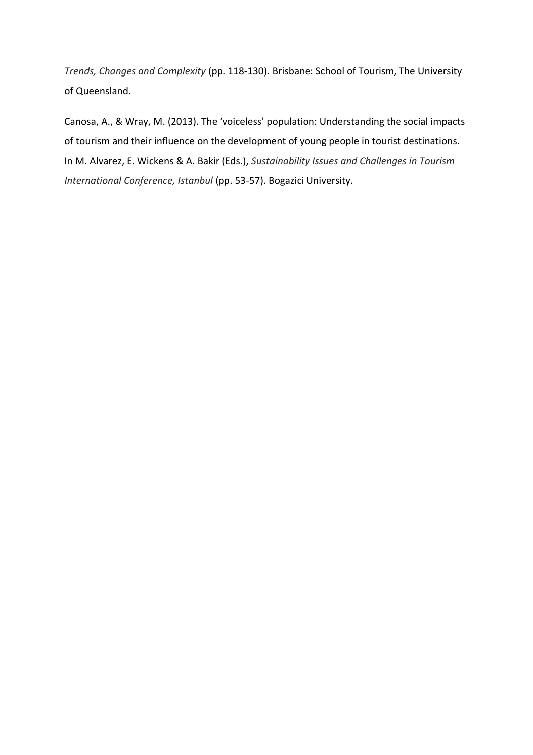*Trends, Changes and Complexity* (pp. 118-130). Brisbane: School of Tourism, The University of Queensland.

Canosa, A., & Wray, M. (2013). The 'voiceless' population: Understanding the social impacts of tourism and their influence on the development of young people in tourist destinations. In M. Alvarez, E. Wickens & A. Bakir (Eds.), *Sustainability Issues and Challenges in Tourism International Conference, Istanbul* (pp. 53-57). Bogazici University.